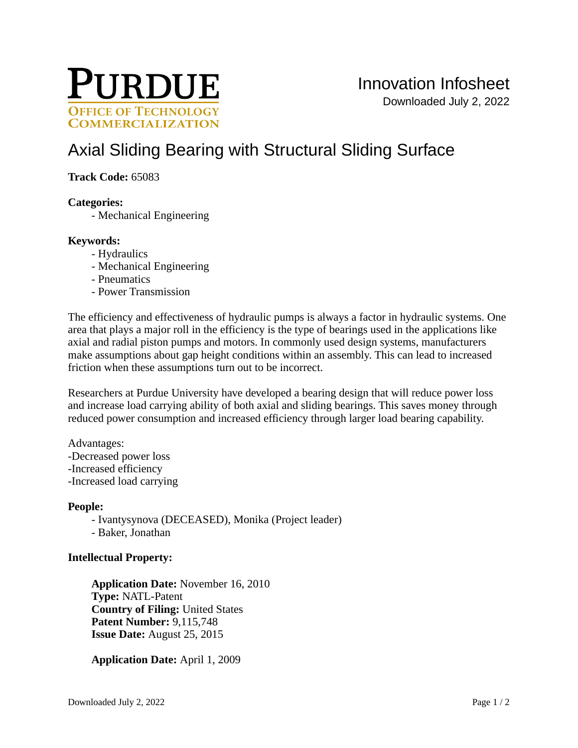PURDUE
OFFICE OF TECHNOLOGY COMMERCIALIZATION

Innovation Infosheet
Downloaded July 2, 2022

# Axial Sliding Bearing with Structural Sliding Surface

**Track Code:** 65083

**Categories:**
- Mechanical Engineering

**Keywords:**
- Hydraulics
- Mechanical Engineering
- Pneumatics
- Power Transmission

The efficiency and effectiveness of hydraulic pumps is always a factor in hydraulic systems. One area that plays a major roll in the efficiency is the type of bearings used in the applications like axial and radial piston pumps and motors. In commonly used design systems, manufacturers make assumptions about gap height conditions within an assembly. This can lead to increased friction when these assumptions turn out to be incorrect.

Researchers at Purdue University have developed a bearing design that will reduce power loss and increase load carrying ability of both axial and sliding bearings. This saves money through reduced power consumption and increased efficiency through larger load bearing capability.

Advantages:
-Decreased power loss
-Increased efficiency
-Increased load carrying

**People:**
- Ivantysynova (DECEASED), Monika (Project leader)
- Baker, Jonathan

**Intellectual Property:**

**Application Date:** November 16, 2010
**Type:** NATL-Patent
**Country of Filing:** United States
**Patent Number:** 9,115,748
**Issue Date:** August 25, 2015

**Application Date:** April 1, 2009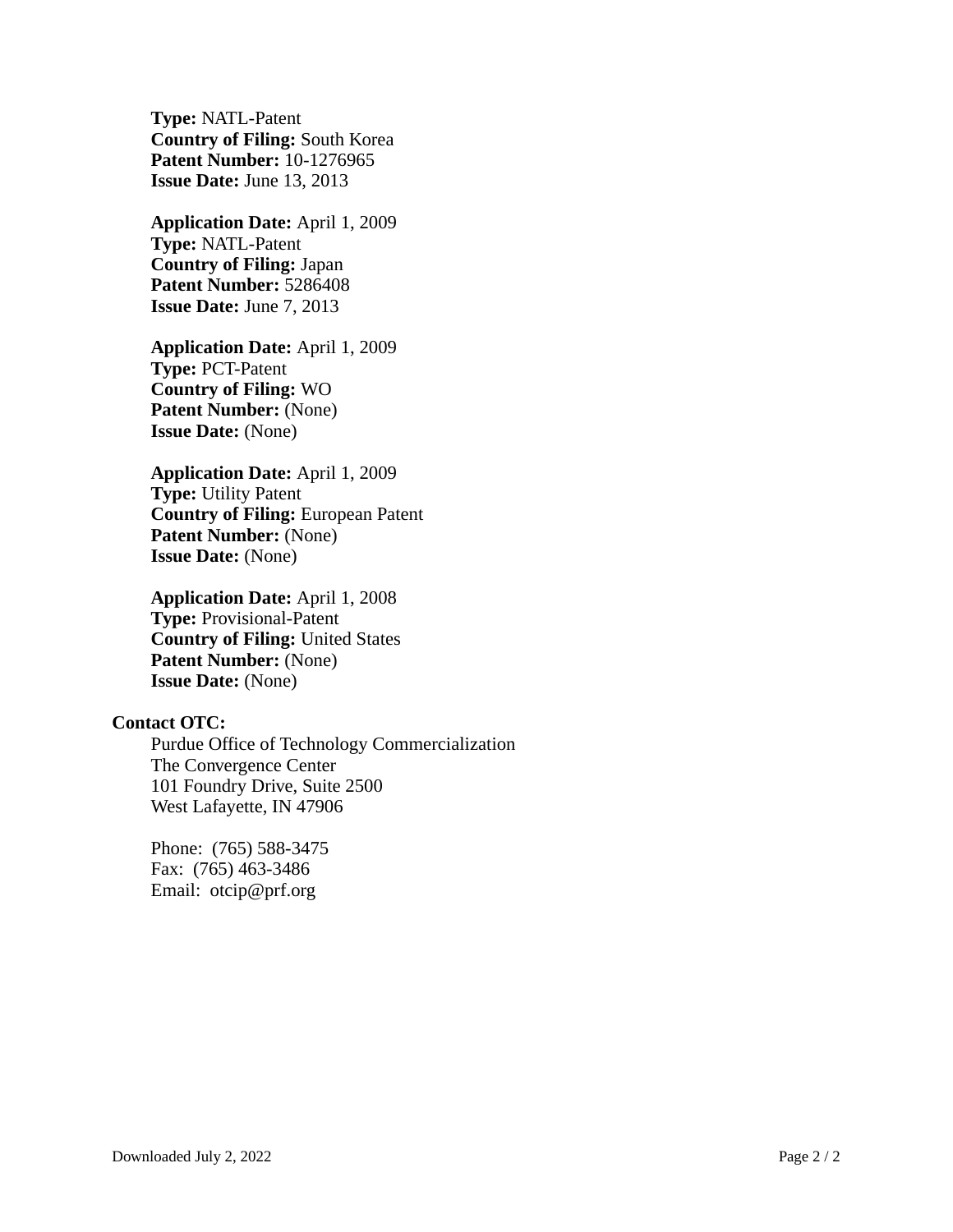**Type:** NATL-Patent
**Country of Filing:** South Korea
**Patent Number:** 10-1276965
**Issue Date:** June 13, 2013

**Application Date:** April 1, 2009
**Type:** NATL-Patent
**Country of Filing:** Japan
**Patent Number:** 5286408
**Issue Date:** June 7, 2013

**Application Date:** April 1, 2009
**Type:** PCT-Patent
**Country of Filing:** WO
**Patent Number:** (None)
**Issue Date:** (None)

**Application Date:** April 1, 2009
**Type:** Utility Patent
**Country of Filing:** European Patent
**Patent Number:** (None)
**Issue Date:** (None)

**Application Date:** April 1, 2008
**Type:** Provisional-Patent
**Country of Filing:** United States
**Patent Number:** (None)
**Issue Date:** (None)

**Contact OTC:**

Purdue Office of Technology Commercialization
The Convergence Center
101 Foundry Drive, Suite 2500
West Lafayette, IN 47906

Phone: (765) 588-3475
Fax: (765) 463-3486
Email: otcip@prf.org

Downloaded July 2, 2022